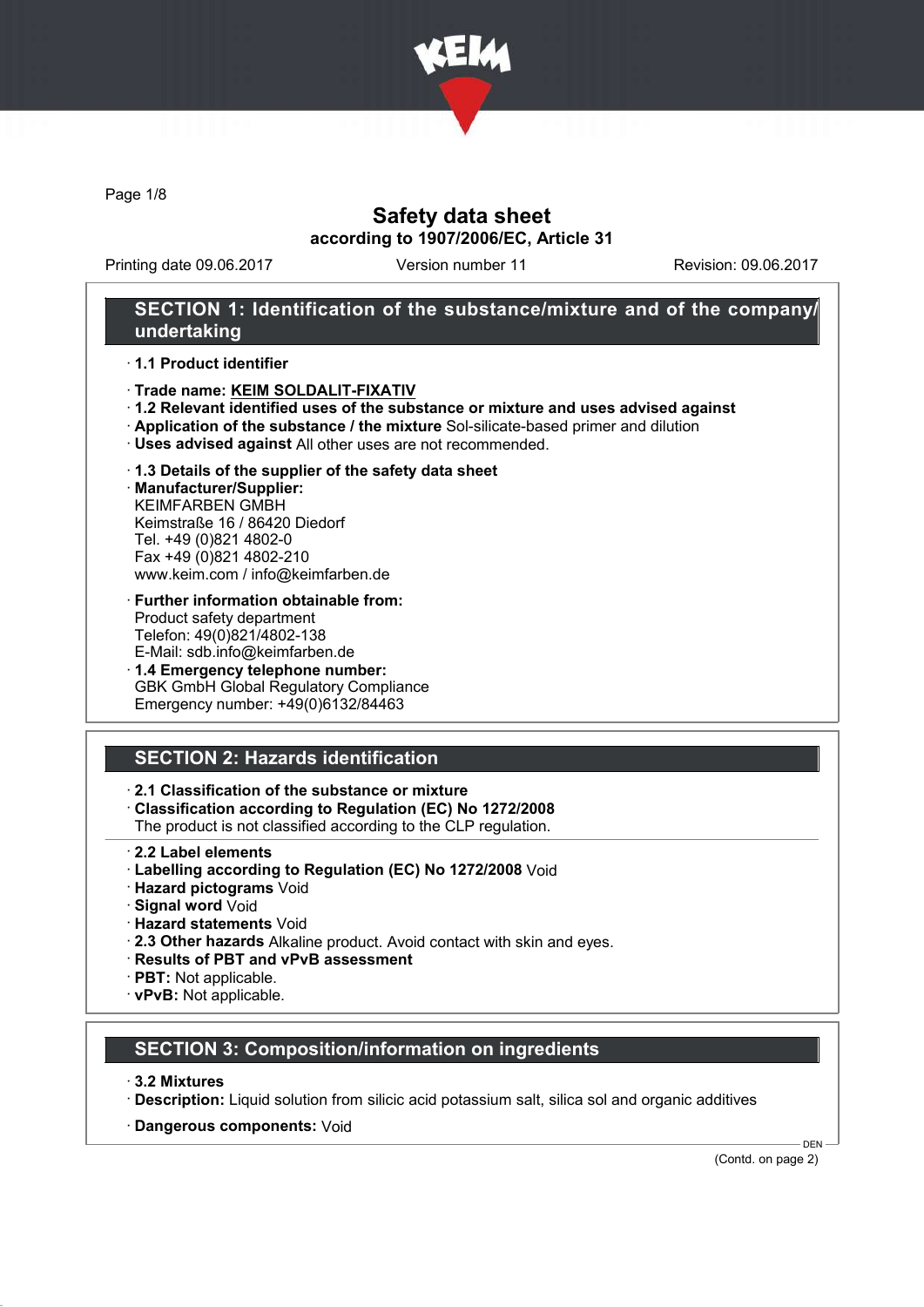# Safety data sheet
## according to 1907/2006/EC, Article 31

Printing date 09.06.2017 Version number 11 Revision: 09.06.2017

## SECTION 1: Identification of the substance/mixture and of the company/undertaking

· **1.1 Product identifier**

· **Trade name: KEIM SOLDALIT-FIXATIV**
· **1.2 Relevant identified uses of the substance or mixture and uses advised against**
· **Application of the substance / the mixture** Sol-silicate-based primer and dilution
· **Uses advised against** All other uses are not recommended.

· **1.3 Details of the supplier of the safety data sheet**
· **Manufacturer/Supplier:**
KEIMFARBEN GMBH
Keimstraße 16 / 86420 Diedorf
Tel. +49 (0)821 4802-0
Fax +49 (0)821 4802-210
www.keim.com / info@keimfarben.de

· **Further information obtainable from:**
Product safety department
Telefon: 49(0)821/4802-138
E-Mail: sdb.info@keimfarben.de
· **1.4 Emergency telephone number:**
GBK GmbH Global Regulatory Compliance
Emergency number: +49(0)6132/84463

## SECTION 2: Hazards identification

· **2.1 Classification of the substance or mixture**
· **Classification according to Regulation (EC) No 1272/2008**
The product is not classified according to the CLP regulation.

· **2.2 Label elements**
· **Labelling according to Regulation (EC) No 1272/2008** Void
· **Hazard pictograms** Void
· **Signal word** Void
· **Hazard statements** Void
· **2.3 Other hazards** Alkaline product. Avoid contact with skin and eyes.
· **Results of PBT and vPvB assessment**
· **PBT:** Not applicable.
· **vPvB:** Not applicable.

## SECTION 3: Composition/information on ingredients

· **3.2 Mixtures**
· **Description:** Liquid solution from silicic acid potassium salt, silica sol and organic additives

· **Dangerous components:** Void

(Contd. on page 2)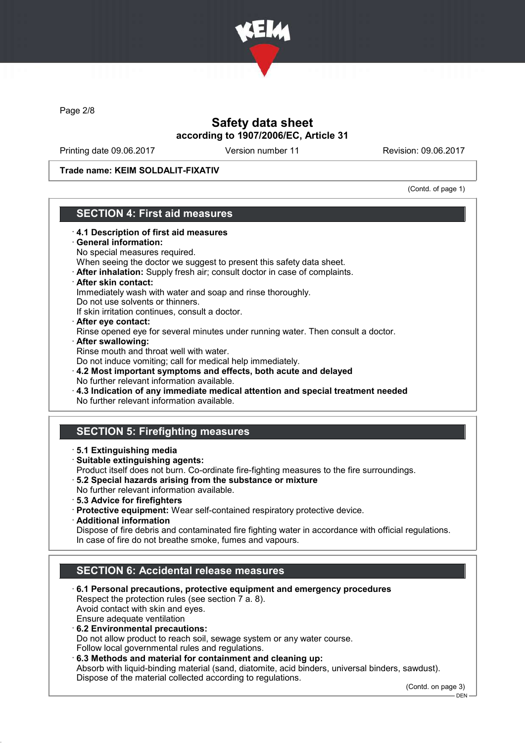**Trade name: KEIM SOLDALIT-FIXATIV**

(Contd. of page 1)

## SECTION 4: First aid measures

- **4.1 Description of first aid measures**
- **General information:**
  No special measures required.
  When seeing the doctor we suggest to present this safety data sheet.
- **After inhalation:** Supply fresh air; consult doctor in case of complaints.
- **After skin contact:**
  Immediately wash with water and soap and rinse thoroughly.
  Do not use solvents or thinners.
  If skin irritation continues, consult a doctor.
- **After eye contact:**
  Rinse opened eye for several minutes under running water. Then consult a doctor.
- **After swallowing:**
  Rinse mouth and throat well with water.
  Do not induce vomiting; call for medical help immediately.
- **4.2 Most important symptoms and effects, both acute and delayed**
  No further relevant information available.
- **4.3 Indication of any immediate medical attention and special treatment needed**
  No further relevant information available.

## SECTION 5: Firefighting measures

- **5.1 Extinguishing media**
- **Suitable extinguishing agents:**
  Product itself does not burn. Co-ordinate fire-fighting measures to the fire surroundings.
- **5.2 Special hazards arising from the substance or mixture**
  No further relevant information available.
- **5.3 Advice for firefighters**
- **Protective equipment:** Wear self-contained respiratory protective device.
- **Additional information**
  Dispose of fire debris and contaminated fire fighting water in accordance with official regulations.
  In case of fire do not breathe smoke, fumes and vapours.

## SECTION 6: Accidental release measures

- **6.1 Personal precautions, protective equipment and emergency procedures**
  Respect the protection rules (see section 7 a. 8).
  Avoid contact with skin and eyes.
  Ensure adequate ventilation
- **6.2 Environmental precautions:**
  Do not allow product to reach soil, sewage system or any water course.
  Follow local governmental rules and regulations.
- **6.3 Methods and material for containment and cleaning up:**
  Absorb with liquid-binding material (sand, diatomite, acid binders, universal binders, sawdust).
  Dispose of the material collected according to regulations.

(Contd. on page 3)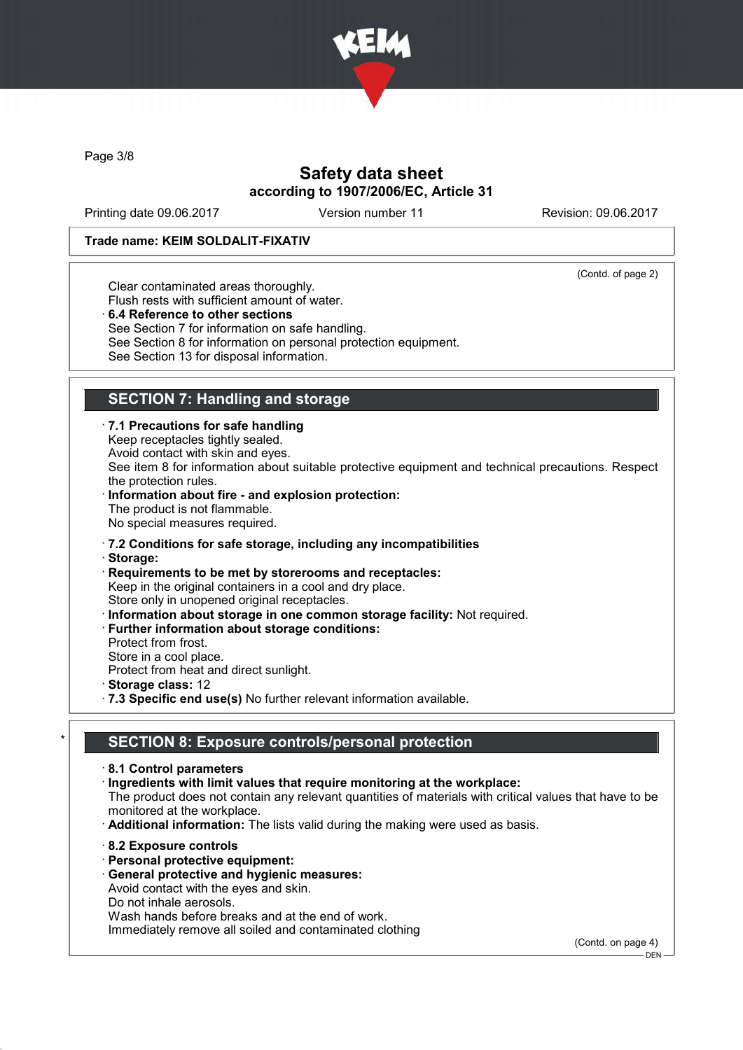**Trade name: KEIM SOLDALIT-FIXATIV**

(Contd. of page 2)

Clear contaminated areas thoroughly.
Flush rests with sufficient amount of water.

· **6.4 Reference to other sections**
See Section 7 for information on safe handling.
See Section 8 for information on personal protection equipment.
See Section 13 for disposal information.

## SECTION 7: Handling and storage

· **7.1 Precautions for safe handling**
Keep receptacles tightly sealed.
Avoid contact with skin and eyes.
See item 8 for information about suitable protective equipment and technical precautions. Respect the protection rules.

· **Information about fire - and explosion protection:**
The product is not flammable.
No special measures required.

· **7.2 Conditions for safe storage, including any incompatibilities**

· **Storage:**

· **Requirements to be met by storerooms and receptacles:**
Keep in the original containers in a cool and dry place.
Store only in unopened original receptacles.

· **Information about storage in one common storage facility:** Not required.

· **Further information about storage conditions:**
Protect from frost.
Store in a cool place.
Protect from heat and direct sunlight.

· **Storage class:** 12

· **7.3 Specific end use(s)** No further relevant information available.

## * SECTION 8: Exposure controls/personal protection

· **8.1 Control parameters**

· **Ingredients with limit values that require monitoring at the workplace:**
The product does not contain any relevant quantities of materials with critical values that have to be monitored at the workplace.

· **Additional information:** The lists valid during the making were used as basis.

· **8.2 Exposure controls**

· **Personal protective equipment:**

· **General protective and hygienic measures:**
Avoid contact with the eyes and skin.
Do not inhale aerosols.
Wash hands before breaks and at the end of work.
Immediately remove all soiled and contaminated clothing

(Contd. on page 4)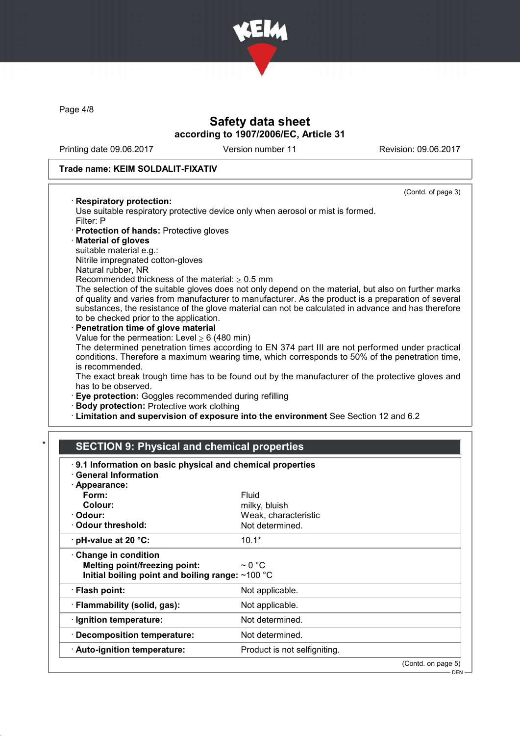Trade name: KEIM SOLDALIT-FIXATIV

(Contd. of page 3)

· **Respiratory protection:**
Use suitable respiratory protective device only when aerosol or mist is formed.
Filter: P
· **Protection of hands:** Protective gloves
· **Material of gloves**
suitable material e.g.:
Nitrile impregnated cotton-gloves
Natural rubber, NR
Recommended thickness of the material: ≥ 0.5 mm
The selection of the suitable gloves does not only depend on the material, but also on further marks of quality and varies from manufacturer to manufacturer. As the product is a preparation of several substances, the resistance of the glove material can not be calculated in advance and has therefore to be checked prior to the application.
· **Penetration time of glove material**
Value for the permeation: Level ≥ 6 (480 min)
The determined penetration times according to EN 374 part III are not performed under practical conditions. Therefore a maximum wearing time, which corresponds to 50% of the penetration time, is recommended.
The exact break trough time has to be found out by the manufacturer of the protective gloves and has to be observed.
· **Eye protection:** Goggles recommended during refilling
· **Body protection:** Protective work clothing
· **Limitation and supervision of exposure into the environment** See Section 12 and 6.2

\*

## SECTION 9: Physical and chemical properties

· **9.1 Information on basic physical and chemical properties**
· **General Information**
· **Appearance:**

| | |
|---|---|
| **Form:** | Fluid |
| **Colour:** | milky, bluish |
| · **Odour:** | Weak, characteristic |
| · **Odour threshold:** | Not determined. |
| · **pH-value at 20 °C:** | 10.1* |
| · **Change in condition** | |
| **Melting point/freezing point:** | ~ 0 °C |
| **Initial boiling point and boiling range:** | ~100 °C |
| · **Flash point:** | Not applicable. |
| · **Flammability (solid, gas):** | Not applicable. |
| · **Ignition temperature:** | Not determined. |
| · **Decomposition temperature:** | Not determined. |
| · **Auto-ignition temperature:** | Product is not selfigniting. |

(Contd. on page 5)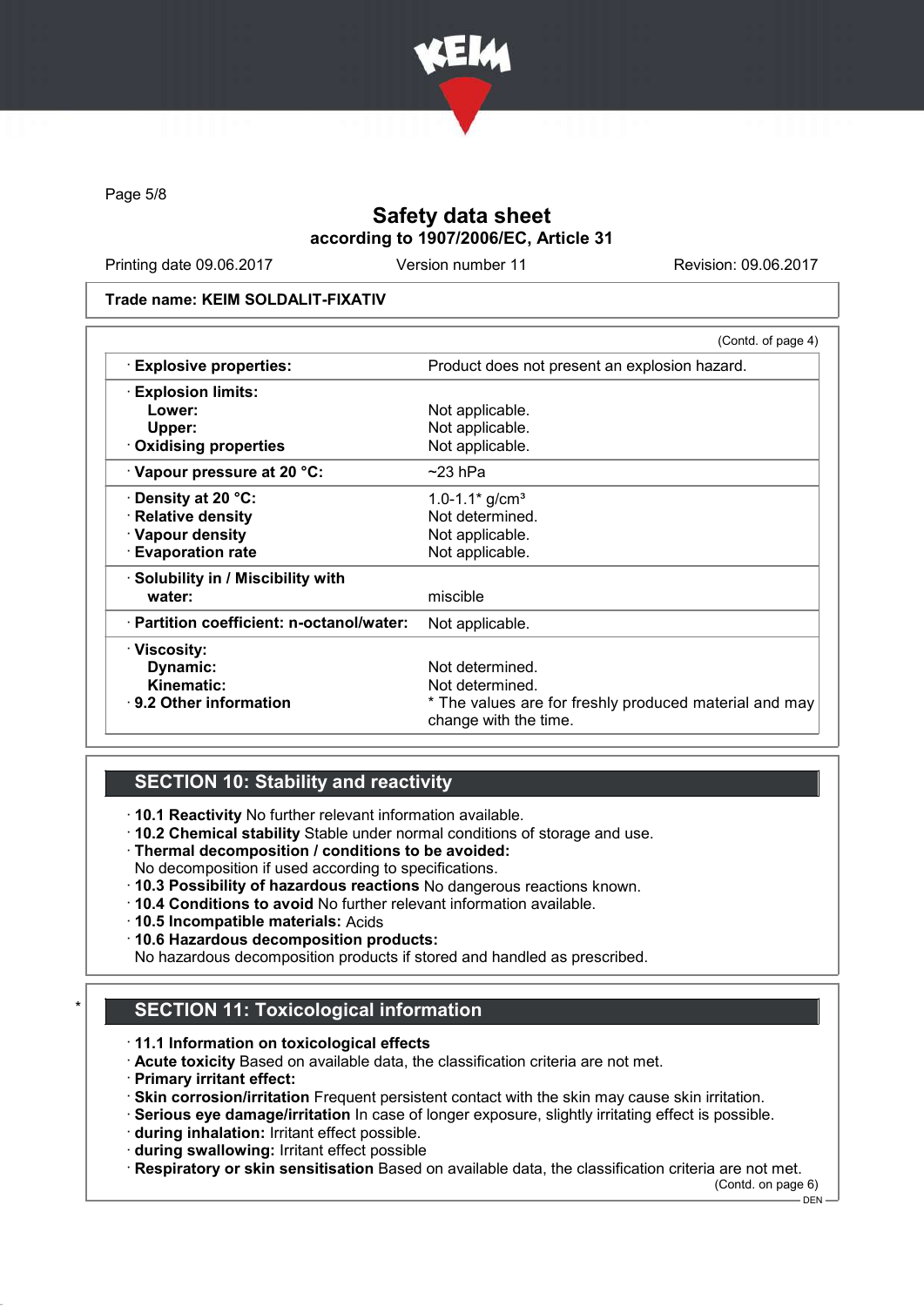Safety data sheet
according to 1907/2006/EC, Article 31

Printing date 09.06.2017 | Version number 11 | Revision: 09.06.2017

**Trade name: KEIM SOLDALIT-FIXATIV**

(Contd. of page 4)

| | |
|---|---|
| · **Explosive properties:** | Product does not present an explosion hazard. |
| · **Explosion limits:** | |
| **Lower:** | Not applicable. |
| **Upper:** | Not applicable. |
| · **Oxidising properties** | Not applicable. |
| · **Vapour pressure at 20 °C:** | ~23 hPa |
| · **Density at 20 °C:** | 1.0-1.1* g/cm³ |
| · **Relative density** | Not determined. |
| · **Vapour density** | Not applicable. |
| · **Evaporation rate** | Not applicable. |
| · **Solubility in / Miscibility with water:** | miscible |
| · **Partition coefficient: n-octanol/water:** | Not applicable. |
| · **Viscosity:** | |
| **Dynamic:** | Not determined. |
| **Kinematic:** | Not determined. |
| · **9.2 Other information** | * The values are for freshly produced material and may change with the time. |

## SECTION 10: Stability and reactivity

· **10.1 Reactivity** No further relevant information available.
· **10.2 Chemical stability** Stable under normal conditions of storage and use.
· **Thermal decomposition / conditions to be avoided:**
No decomposition if used according to specifications.
· **10.3 Possibility of hazardous reactions** No dangerous reactions known.
· **10.4 Conditions to avoid** No further relevant information available.
· **10.5 Incompatible materials:** Acids
· **10.6 Hazardous decomposition products:**
No hazardous decomposition products if stored and handled as prescribed.

## * SECTION 11: Toxicological information

· **11.1 Information on toxicological effects**
· **Acute toxicity** Based on available data, the classification criteria are not met.
· **Primary irritant effect:**
· **Skin corrosion/irritation** Frequent persistent contact with the skin may cause skin irritation.
· **Serious eye damage/irritation** In case of longer exposure, slightly irritating effect is possible.
· **during inhalation:** Irritant effect possible.
· **during swallowing:** Irritant effect possible
· **Respiratory or skin sensitisation** Based on available data, the classification criteria are not met.

(Contd. on page 6)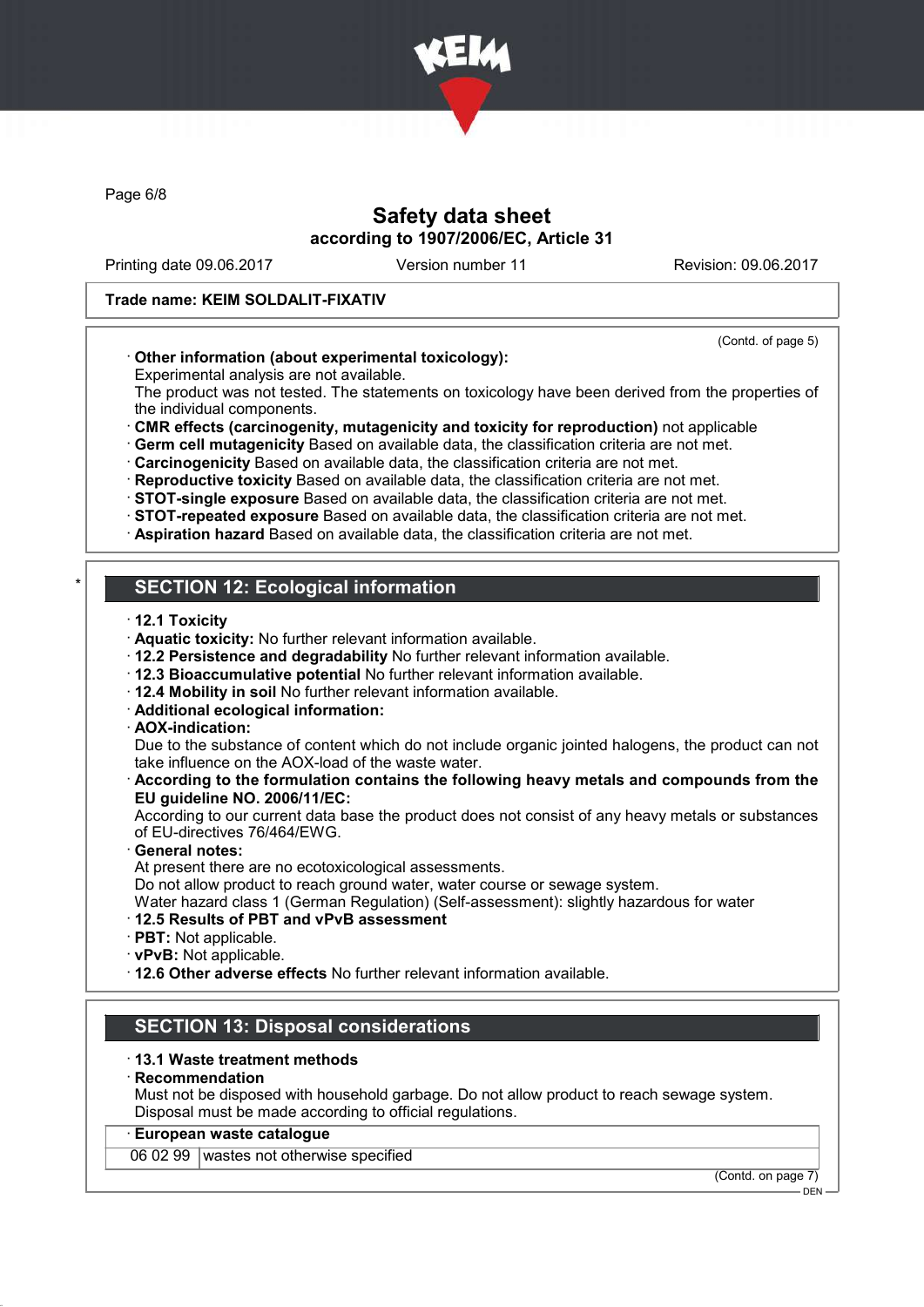**Trade name: KEIM SOLDALIT-FIXATIV**

(Contd. of page 5)

· **Other information (about experimental toxicology):**
Experimental analysis are not available.
The product was not tested. The statements on toxicology have been derived from the properties of the individual components.
· **CMR effects (carcinogenity, mutagenicity and toxicity for reproduction)** not applicable
· **Germ cell mutagenicity** Based on available data, the classification criteria are not met.
· **Carcinogenicity** Based on available data, the classification criteria are not met.
· **Reproductive toxicity** Based on available data, the classification criteria are not met.
· **STOT-single exposure** Based on available data, the classification criteria are not met.
· **STOT-repeated exposure** Based on available data, the classification criteria are not met.
· **Aspiration hazard** Based on available data, the classification criteria are not met.

## SECTION 12: Ecological information

· **12.1 Toxicity**
· **Aquatic toxicity:** No further relevant information available.
· **12.2 Persistence and degradability** No further relevant information available.
· **12.3 Bioaccumulative potential** No further relevant information available.
· **12.4 Mobility in soil** No further relevant information available.
· **Additional ecological information:**
· **AOX-indication:**
Due to the substance of content which do not include organic jointed halogens, the product can not take influence on the AOX-load of the waste water.
· **According to the formulation contains the following heavy metals and compounds from the EU guideline NO. 2006/11/EC:**
According to our current data base the product does not consist of any heavy metals or substances of EU-directives 76/464/EWG.
· **General notes:**
At present there are no ecotoxicological assessments.
Do not allow product to reach ground water, water course or sewage system.
Water hazard class 1 (German Regulation) (Self-assessment): slightly hazardous for water
· **12.5 Results of PBT and vPvB assessment**
· **PBT:** Not applicable.
· **vPvB:** Not applicable.
· **12.6 Other adverse effects** No further relevant information available.

## SECTION 13: Disposal considerations

· **13.1 Waste treatment methods**
· **Recommendation**
Must not be disposed with household garbage. Do not allow product to reach sewage system.
Disposal must be made according to official regulations.

| · **European waste catalogue** | |
|---|---|
| 06 02 99 | wastes not otherwise specified |

(Contd. on page 7)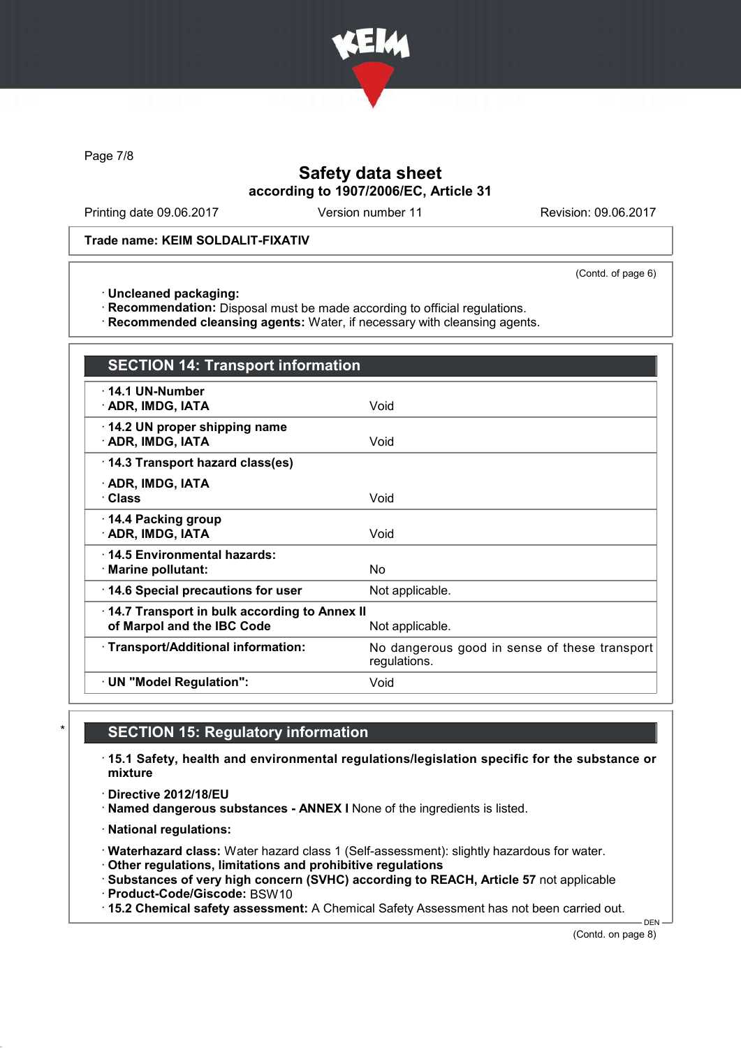Safety data sheet
according to 1907/2006/EC, Article 31

Printing date 09.06.2017 Version number 11 Revision: 09.06.2017

**Trade name: KEIM SOLDALIT-FIXATIV**

(Contd. of page 6)

· **Uncleaned packaging:**
· **Recommendation:** Disposal must be made according to official regulations.
· **Recommended cleansing agents:** Water, if necessary with cleansing agents.

## SECTION 14: Transport information

| | |
|---|---|
| · **14.1 UN-Number**<br>· **ADR, IMDG, IATA** | Void |
| · **14.2 UN proper shipping name**<br>· **ADR, IMDG, IATA** | Void |
| · **14.3 Transport hazard class(es)**<br>· **ADR, IMDG, IATA**<br>· **Class** | Void |
| · **14.4 Packing group**<br>· **ADR, IMDG, IATA** | Void |
| · **14.5 Environmental hazards:**<br>· **Marine pollutant:** | No |
| · **14.6 Special precautions for user** | Not applicable. |
| · **14.7 Transport in bulk according to Annex II of Marpol and the IBC Code** | Not applicable. |
| · **Transport/Additional information:** | No dangerous good in sense of these transport regulations. |
| · **UN "Model Regulation":** | Void |

## SECTION 15: Regulatory information

· **15.1 Safety, health and environmental regulations/legislation specific for the substance or mixture**

· **Directive 2012/18/EU**
· **Named dangerous substances - ANNEX I** None of the ingredients is listed.

· **National regulations:**

· **Waterhazard class:** Water hazard class 1 (Self-assessment): slightly hazardous for water.
· **Other regulations, limitations and prohibitive regulations**
· **Substances of very high concern (SVHC) according to REACH, Article 57** not applicable
· **Product-Code/Giscode:** BSW10
· **15.2 Chemical safety assessment:** A Chemical Safety Assessment has not been carried out.

(Contd. on page 8)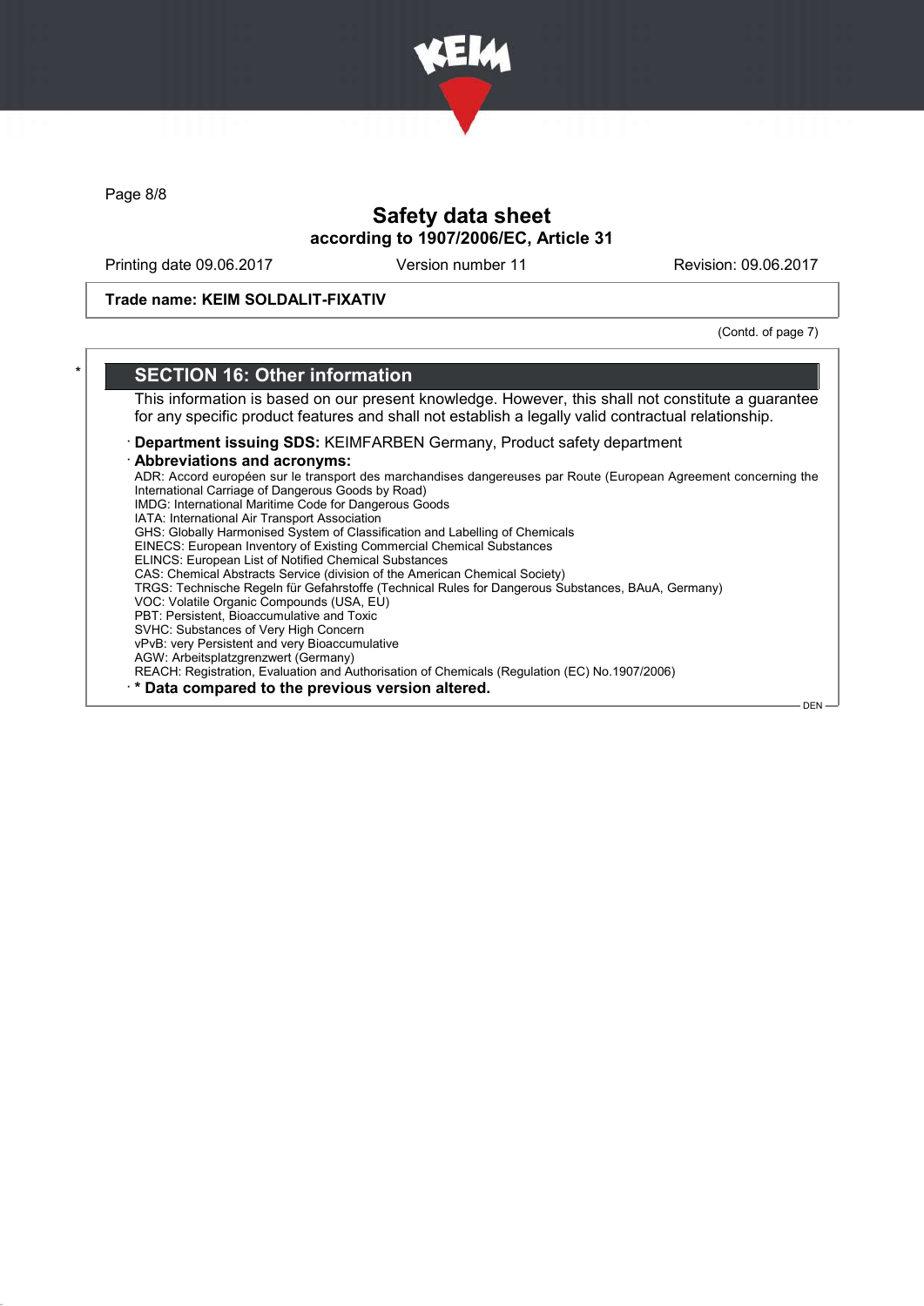Trade name: KEIM SOLDALIT-FIXATIV

(Contd. of page 7)

## * SECTION 16: Other information

This information is based on our present knowledge. However, this shall not constitute a guarantee for any specific product features and shall not establish a legally valid contractual relationship.

· **Department issuing SDS:** KEIMFARBEN Germany, Product safety department

· **Abbreviations and acronyms:**

ADR: Accord européen sur le transport des marchandises dangereuses par Route (European Agreement concerning the International Carriage of Dangerous Goods by Road)
IMDG: International Maritime Code for Dangerous Goods
IATA: International Air Transport Association
GHS: Globally Harmonised System of Classification and Labelling of Chemicals
EINECS: European Inventory of Existing Commercial Chemical Substances
ELINCS: European List of Notified Chemical Substances
CAS: Chemical Abstracts Service (division of the American Chemical Society)
TRGS: Technische Regeln für Gefahrstoffe (Technical Rules for Dangerous Substances, BAuA, Germany)
VOC: Volatile Organic Compounds (USA, EU)
PBT: Persistent, Bioaccumulative and Toxic
SVHC: Substances of Very High Concern
vPvB: very Persistent and very Bioaccumulative
AGW: Arbeitsplatzgrenzwert (Germany)
REACH: Registration, Evaluation and Authorisation of Chemicals (Regulation (EC) No.1907/2006)

· **\* Data compared to the previous version altered.**

DEN